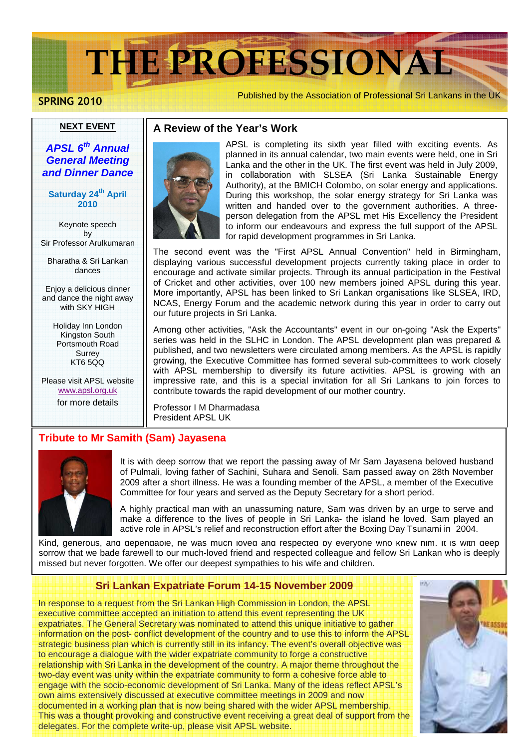# THE PROFESSIONAL

**SPRING 2010**

Published by the Association of Professional Sri Lankans in the UK

## NEXT EVENT

***APSL 6th Annual General Meeting and Dinner Dance***

**Saturday 24th April 2010**

Keynote speech by Sir Professor Arulkumaran

Bharatha & Sri Lankan dances

Enjoy a delicious dinner and dance the night away with SKY HIGH

Holiday Inn London
Kingston South
Portsmouth Road
Surrey
KT6 5QQ

Please visit APSL website www.apsl.org.uk for more details

## A Review of the Year's Work

APSL is completing its sixth year filled with exciting events. As planned in its annual calendar, two main events were held, one in Sri Lanka and the other in the UK. The first event was held in July 2009, in collaboration with SLSEA (Sri Lanka Sustainable Energy Authority), at the BMICH Colombo, on solar energy and applications. During this workshop, the solar energy strategy for Sri Lanka was written and handed over to the government authorities. A three-person delegation from the APSL met His Excellency the President to inform our endeavours and express the full support of the APSL for rapid development programmes in Sri Lanka.

The second event was the "First APSL Annual Convention" held in Birmingham, displaying various successful development projects currently taking place in order to encourage and activate similar projects. Through its annual participation in the Festival of Cricket and other activities, over 100 new members joined APSL during this year. More importantly, APSL has been linked to Sri Lankan organisations like SLSEA, IRD, NCAS, Energy Forum and the academic network during this year in order to carry out our future projects in Sri Lanka.

Among other activities, "Ask the Accountants" event in our on-going "Ask the Experts" series was held in the SLHC in London. The APSL development plan was prepared & published, and two newsletters were circulated among members. As the APSL is rapidly growing, the Executive Committee has formed several sub-committees to work closely with APSL membership to diversify its future activities. APSL is growing with an impressive rate, and this is a special invitation for all Sri Lankans to join forces to contribute towards the rapid development of our mother country.

Professor I M Dharmadasa
President APSL UK

## Tribute to Mr Samith (Sam) Jayasena

It is with deep sorrow that we report the passing away of Mr Sam Jayasena beloved husband of Pulmali, loving father of Sachini, Suhara and Senoli. Sam passed away on 28th November 2009 after a short illness. He was a founding member of the APSL, a member of the Executive Committee for four years and served as the Deputy Secretary for a short period.

A highly practical man with an unassuming nature, Sam was driven by an urge to serve and make a difference to the lives of people in Sri Lanka- the island he loved. Sam played an active role in APSL's relief and reconstruction effort after the Boxing Day Tsunami in 2004.

Kind, generous, and dependable, he was much loved and respected by everyone who knew him. It is with deep sorrow that we bade farewell to our much-loved friend and respected colleague and fellow Sri Lankan who is deeply missed but never forgotten. We offer our deepest sympathies to his wife and children.

## Sri Lankan Expatriate Forum 14-15 November 2009

In response to a request from the Sri Lankan High Commission in London, the APSL executive committee accepted an initiation to attend this event representing the UK expatriates. The General Secretary was nominated to attend this unique initiative to gather information on the post- conflict development of the country and to use this to inform the APSL strategic business plan which is currently still in its infancy. The event's overall objective was to encourage a dialogue with the wider expatriate community to forge a constructive relationship with Sri Lanka in the development of the country. A major theme throughout the two-day event was unity within the expatriate community to form a cohesive force able to engage with the socio-economic development of Sri Lanka. Many of the ideas reflect APSL's own aims extensively discussed at executive committee meetings in 2009 and now documented in a working plan that is now being shared with the wider APSL membership. This was a thought provoking and constructive event receiving a great deal of support from the delegates. For the complete write-up, please visit APSL website.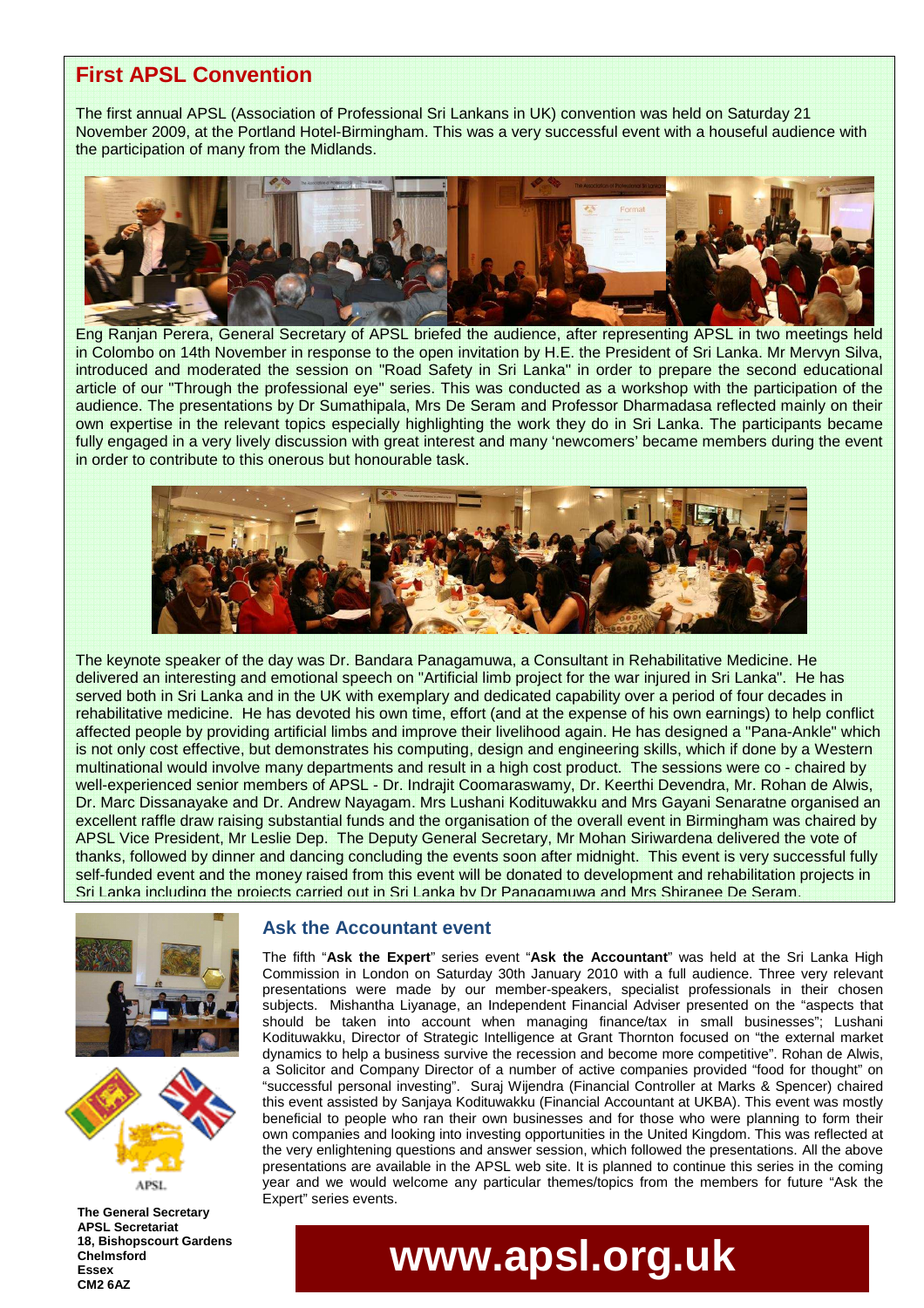## First APSL Convention

The first annual APSL (Association of Professional Sri Lankans in UK) convention was held on Saturday 21 November 2009, at the Portland Hotel-Birmingham. This was a very successful event with a houseful audience with the participation of many from the Midlands.

Eng Ranjan Perera, General Secretary of APSL briefed the audience, after representing APSL in two meetings held in Colombo on 14th November in response to the open invitation by H.E. the President of Sri Lanka. Mr Mervyn Silva, introduced and moderated the session on "Road Safety in Sri Lanka" in order to prepare the second educational article of our "Through the professional eye" series. This was conducted as a workshop with the participation of the audience. The presentations by Dr Sumathipala, Mrs De Seram and Professor Dharmadasa reflected mainly on their own expertise in the relevant topics especially highlighting the work they do in Sri Lanka. The participants became fully engaged in a very lively discussion with great interest and many 'newcomers' became members during the event in order to contribute to this onerous but honourable task.

The keynote speaker of the day was Dr. Bandara Panagamuwa, a Consultant in Rehabilitative Medicine. He delivered an interesting and emotional speech on "Artificial limb project for the war injured in Sri Lanka". He has served both in Sri Lanka and in the UK with exemplary and dedicated capability over a period of four decades in rehabilitative medicine. He has devoted his own time, effort (and at the expense of his own earnings) to help conflict affected people by providing artificial limbs and improve their livelihood again. He has designed a "Pana-Ankle" which is not only cost effective, but demonstrates his computing, design and engineering skills, which if done by a Western multinational would involve many departments and result in a high cost product. The sessions were co - chaired by well-experienced senior members of APSL - Dr. Indrajit Coomaraswamy, Dr. Keerthi Devendra, Mr. Rohan de Alwis, Dr. Marc Dissanayake and Dr. Andrew Nayagam. Mrs Lushani Kodituwakku and Mrs Gayani Senaratne organised an excellent raffle draw raising substantial funds and the organisation of the overall event in Birmingham was chaired by APSL Vice President, Mr Leslie Dep. The Deputy General Secretary, Mr Mohan Siriwardena delivered the vote of thanks, followed by dinner and dancing concluding the events soon after midnight. This event is very successful fully self-funded event and the money raised from this event will be donated to development and rehabilitation projects in Sri Lanka including the projects carried out in Sri Lanka by Dr Panagamuwa and Mrs Shiranee De Seram.

## Ask the Accountant event

The fifth "**Ask the Expert**" series event "**Ask the Accountant**" was held at the Sri Lanka High Commission in London on Saturday 30th January 2010 with a full audience. Three very relevant presentations were made by our member-speakers, specialist professionals in their chosen subjects. Mishantha Liyanage, an Independent Financial Adviser presented on the "aspects that should be taken into account when managing finance/tax in small businesses"; Lushani Kodituwakku, Director of Strategic Intelligence at Grant Thornton focused on "the external market dynamics to help a business survive the recession and become more competitive". Rohan de Alwis, a Solicitor and Company Director of a number of active companies provided "food for thought" on "successful personal investing". Suraj Wijendra (Financial Controller at Marks & Spencer) chaired this event assisted by Sanjaya Kodituwakku (Financial Accountant at UKBA). This event was mostly beneficial to people who ran their own businesses and for those who were planning to form their own companies and looking into investing opportunities in the United Kingdom. This was reflected at the very enlightening questions and answer session, which followed the presentations. All the above presentations are available in the APSL web site. It is planned to continue this series in the coming year and we would welcome any particular themes/topics from the members for future "Ask the Expert" series events.

APSL

**The General Secretary**
**APSL Secretariat**
**18, Bishopscourt Gardens**
**Chelmsford**
**Essex**
**CM2 6AZ**

**www.apsl.org.uk**